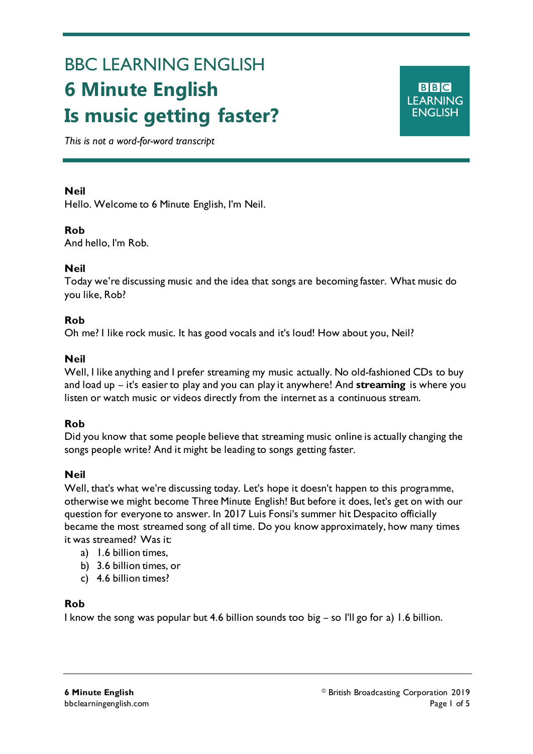# BBC LEARNING ENGLISH

# 6 Minute English

# Is music getting faster?

*This is not a word-for-word transcript*

**Neil**
Hello. Welcome to 6 Minute English, I'm Neil.

**Rob**
And hello, I'm Rob.

**Neil**
Today we're discussing music and the idea that songs are becoming faster. What music do you like, Rob?

**Rob**
Oh me? I like rock music. It has good vocals and it's loud! How about you, Neil?

**Neil**
Well, I like anything and I prefer streaming my music actually. No old-fashioned CDs to buy and load up – it's easier to play and you can play it anywhere! And **streaming** is where you listen or watch music or videos directly from the internet as a continuous stream.

**Rob**
Did you know that some people believe that streaming music online is actually changing the songs people write? And it might be leading to songs getting faster.

**Neil**
Well, that's what we're discussing today. Let's hope it doesn't happen to this programme, otherwise we might become Three Minute English! But before it does, let's get on with our question for everyone to answer. In 2017 Luis Fonsi's summer hit Despacito officially became the most streamed song of all time. Do you know approximately, how many times it was streamed? Was it:

a) 1.6 billion times,
b) 3.6 billion times, or
c) 4.6 billion times?

**Rob**
I know the song was popular but 4.6 billion sounds too big – so I'll go for a) 1.6 billion.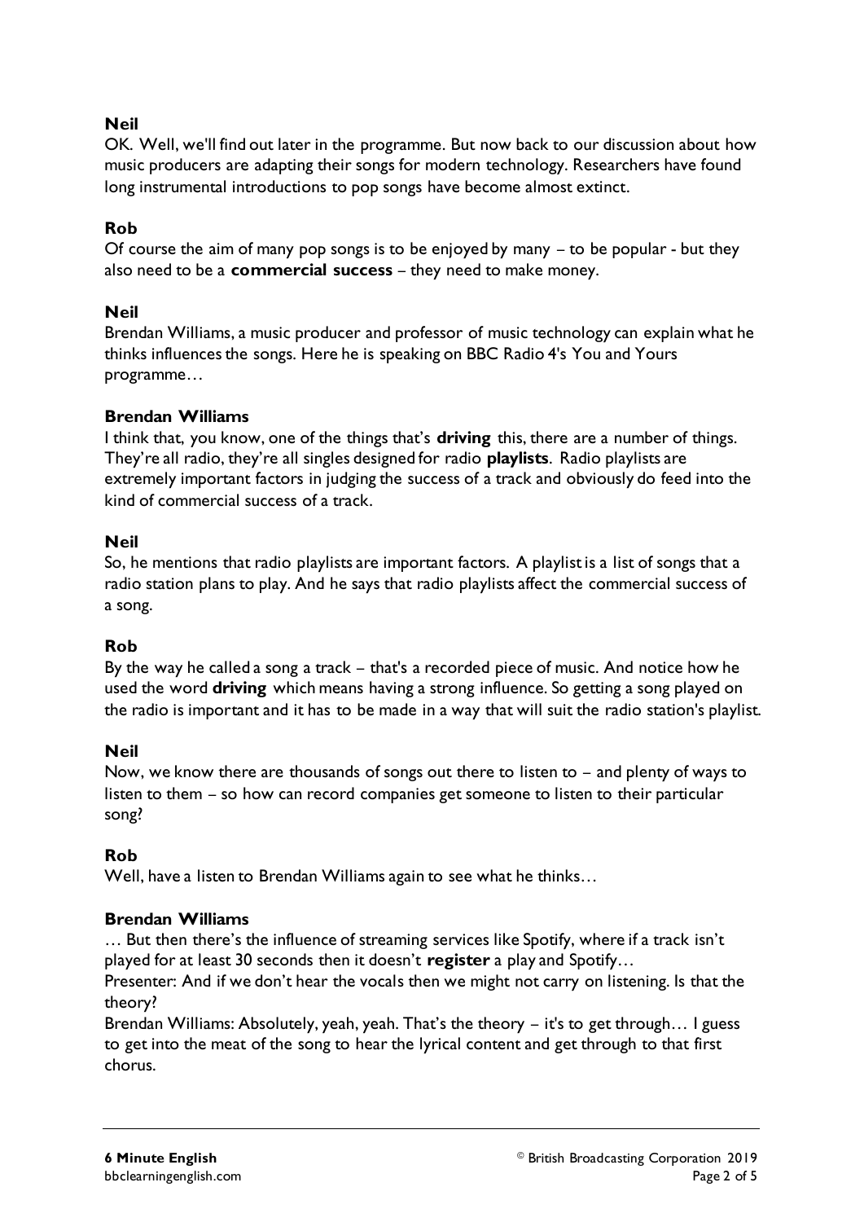**Neil**

OK. Well, we'll find out later in the programme. But now back to our discussion about how music producers are adapting their songs for modern technology. Researchers have found long instrumental introductions to pop songs have become almost extinct.

**Rob**

Of course the aim of many pop songs is to be enjoyed by many – to be popular - but they also need to be a **commercial success** – they need to make money.

**Neil**

Brendan Williams, a music producer and professor of music technology can explain what he thinks influences the songs. Here he is speaking on BBC Radio 4's You and Yours programme…

**Brendan Williams**

I think that, you know, one of the things that's **driving** this, there are a number of things. They're all radio, they're all singles designed for radio **playlists**. Radio playlists are extremely important factors in judging the success of a track and obviously do feed into the kind of commercial success of a track.

**Neil**

So, he mentions that radio playlists are important factors. A playlist is a list of songs that a radio station plans to play. And he says that radio playlists affect the commercial success of a song.

**Rob**

By the way he called a song a track – that's a recorded piece of music. And notice how he used the word **driving** which means having a strong influence. So getting a song played on the radio is important and it has to be made in a way that will suit the radio station's playlist.

**Neil**

Now, we know there are thousands of songs out there to listen to – and plenty of ways to listen to them – so how can record companies get someone to listen to their particular song?

**Rob**

Well, have a listen to Brendan Williams again to see what he thinks…

**Brendan Williams**

… But then there's the influence of streaming services like Spotify, where if a track isn't played for at least 30 seconds then it doesn't **register** a play and Spotify…

Presenter: And if we don't hear the vocals then we might not carry on listening. Is that the theory?

Brendan Williams: Absolutely, yeah, yeah. That's the theory – it's to get through… I guess to get into the meat of the song to hear the lyrical content and get through to that first chorus.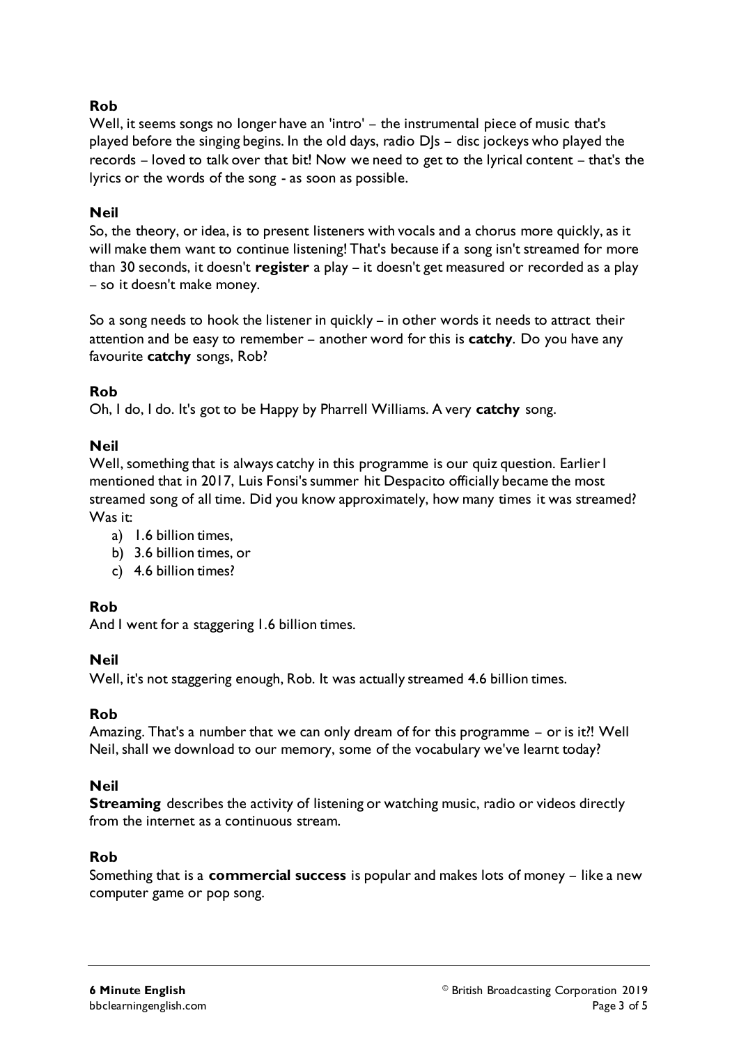**Rob**

Well, it seems songs no longer have an 'intro' – the instrumental piece of music that's played before the singing begins. In the old days, radio DJs – disc jockeys who played the records – loved to talk over that bit! Now we need to get to the lyrical content – that's the lyrics or the words of the song - as soon as possible.

**Neil**

So, the theory, or idea, is to present listeners with vocals and a chorus more quickly, as it will make them want to continue listening! That's because if a song isn't streamed for more than 30 seconds, it doesn't **register** a play – it doesn't get measured or recorded as a play – so it doesn't make money.

So a song needs to hook the listener in quickly – in other words it needs to attract their attention and be easy to remember – another word for this is **catchy**. Do you have any favourite **catchy** songs, Rob?

**Rob**

Oh, I do, I do. It's got to be Happy by Pharrell Williams. A very **catchy** song.

**Neil**

Well, something that is always catchy in this programme is our quiz question. Earlier I mentioned that in 2017, Luis Fonsi's summer hit Despacito officially became the most streamed song of all time. Did you know approximately, how many times it was streamed? Was it:

a) 1.6 billion times,
b) 3.6 billion times, or
c) 4.6 billion times?

**Rob**

And I went for a staggering 1.6 billion times.

**Neil**

Well, it's not staggering enough, Rob. It was actually streamed 4.6 billion times.

**Rob**

Amazing. That's a number that we can only dream of for this programme – or is it?! Well Neil, shall we download to our memory, some of the vocabulary we've learnt today?

**Neil**

**Streaming** describes the activity of listening or watching music, radio or videos directly from the internet as a continuous stream.

**Rob**

Something that is a **commercial success** is popular and makes lots of money – like a new computer game or pop song.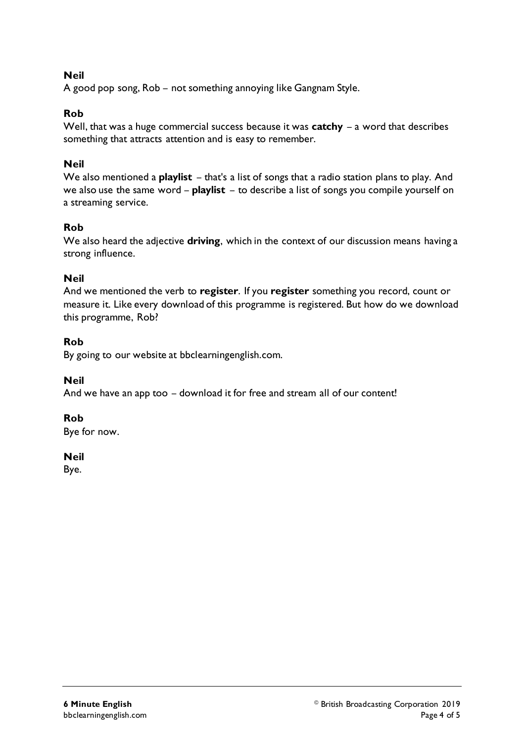**Neil**
A good pop song, Rob – not something annoying like Gangnam Style.

**Rob**
Well, that was a huge commercial success because it was **catchy** – a word that describes something that attracts attention and is easy to remember.

**Neil**
We also mentioned a **playlist** – that's a list of songs that a radio station plans to play. And we also use the same word – **playlist** – to describe a list of songs you compile yourself on a streaming service.

**Rob**
We also heard the adjective **driving**, which in the context of our discussion means having a strong influence.

**Neil**
And we mentioned the verb to **register**. If you **register** something you record, count or measure it. Like every download of this programme is registered. But how do we download this programme, Rob?

**Rob**
By going to our website at bbclearningenglish.com.

**Neil**
And we have an app too – download it for free and stream all of our content!

**Rob**
Bye for now.

**Neil**
Bye.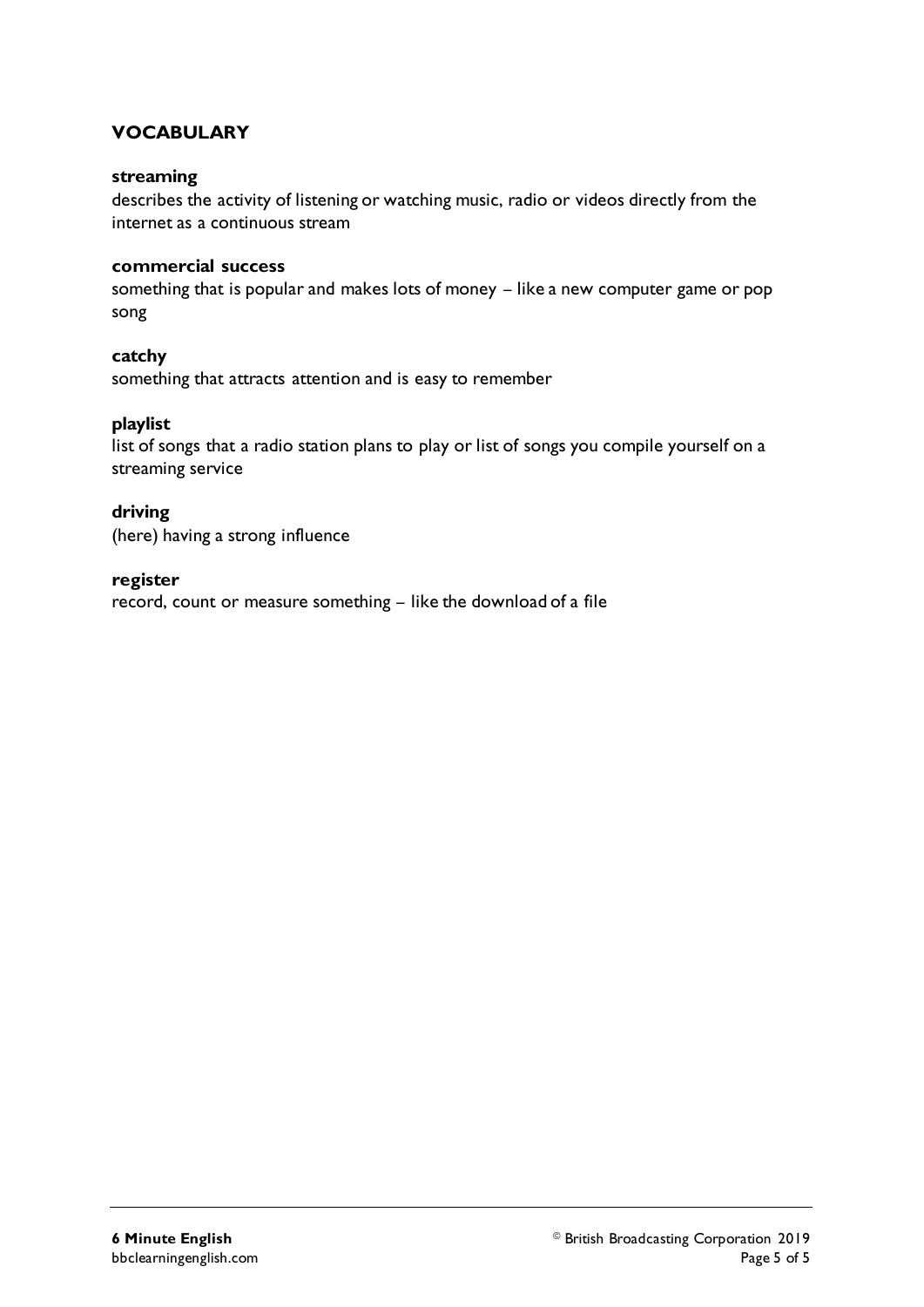## VOCABULARY

**streaming**
describes the activity of listening or watching music, radio or videos directly from the internet as a continuous stream

**commercial success**
something that is popular and makes lots of money – like a new computer game or pop song

**catchy**
something that attracts attention and is easy to remember

**playlist**
list of songs that a radio station plans to play or list of songs you compile yourself on a streaming service

**driving**
(here) having a strong influence

**register**
record, count or measure something – like the download of a file